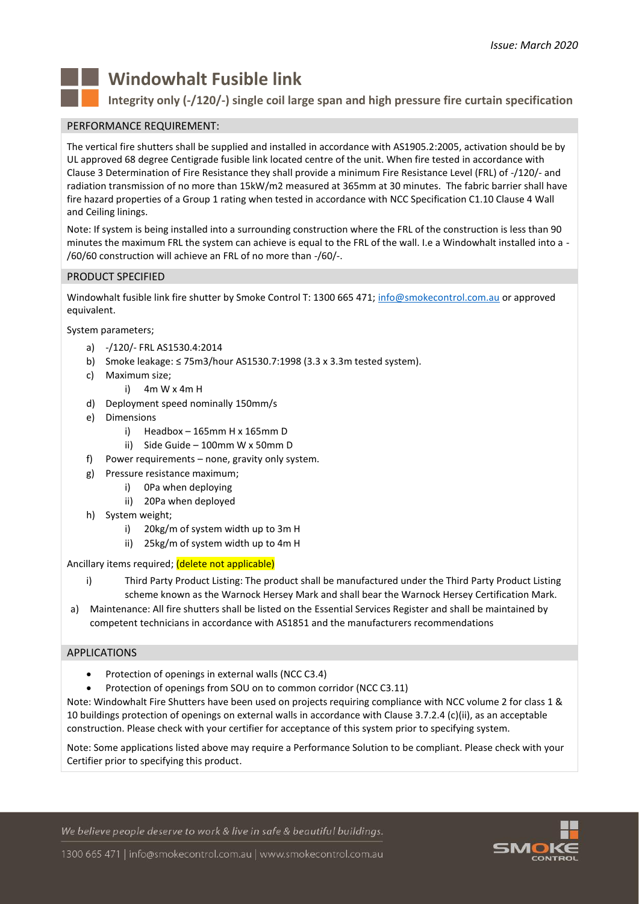*Issue: March 2020*

# Windowhalt Fusible link

## Integrity only (-/120/-) single coil large span and high pressure fire curtain specification

### PERFORMANCE REQUIREMENT:

The vertical fire shutters shall be supplied and installed in accordance with AS1905.2:2005, activation should be by UL approved 68 degree Centigrade fusible link located centre of the unit. When fire tested in accordance with Clause 3 Determination of Fire Resistance they shall provide a minimum Fire Resistance Level (FRL) of -/120/- and radiation transmission of no more than 15kW/m2 measured at 365mm at 30 minutes. The fabric barrier shall have fire hazard properties of a Group 1 rating when tested in accordance with NCC Specification C1.10 Clause 4 Wall and Ceiling linings.

Note: If system is being installed into a surrounding construction where the FRL of the construction is less than 90 minutes the maximum FRL the system can achieve is equal to the FRL of the wall. I.e a Windowhalt installed into a -/60/60 construction will achieve an FRL of no more than -/60/-.

### PRODUCT SPECIFIED

Windowhalt fusible link fire shutter by Smoke Control T: 1300 665 471; info@smokecontrol.com.au or approved equivalent.

System parameters;

a) -/120/- FRL AS1530.4:2014
b) Smoke leakage: ≤ 75m3/hour AS1530.7:1998 (3.3 x 3.3m tested system).
c) Maximum size;
   i) 4m W x 4m H
d) Deployment speed nominally 150mm/s
e) Dimensions
   i) Headbox – 165mm H x 165mm D
   ii) Side Guide – 100mm W x 50mm D
f) Power requirements – none, gravity only system.
g) Pressure resistance maximum;
   i) 0Pa when deploying
   ii) 20Pa when deployed
h) System weight;
   i) 20kg/m of system width up to 3m H
   ii) 25kg/m of system width up to 4m H

Ancillary items required; (delete not applicable)

i) Third Party Product Listing: The product shall be manufactured under the Third Party Product Listing scheme known as the Warnock Hersey Mark and shall bear the Warnock Hersey Certification Mark.

a) Maintenance: All fire shutters shall be listed on the Essential Services Register and shall be maintained by competent technicians in accordance with AS1851 and the manufacturers recommendations

### APPLICATIONS

- Protection of openings in external walls (NCC C3.4)
- Protection of openings from SOU on to common corridor (NCC C3.11)

Note: Windowhalt Fire Shutters have been used on projects requiring compliance with NCC volume 2 for class 1 & 10 buildings protection of openings on external walls in accordance with Clause 3.7.2.4 (c)(ii), as an acceptable construction. Please check with your certifier for acceptance of this system prior to specifying system.

Note: Some applications listed above may require a Performance Solution to be compliant. Please check with your Certifier prior to specifying this product.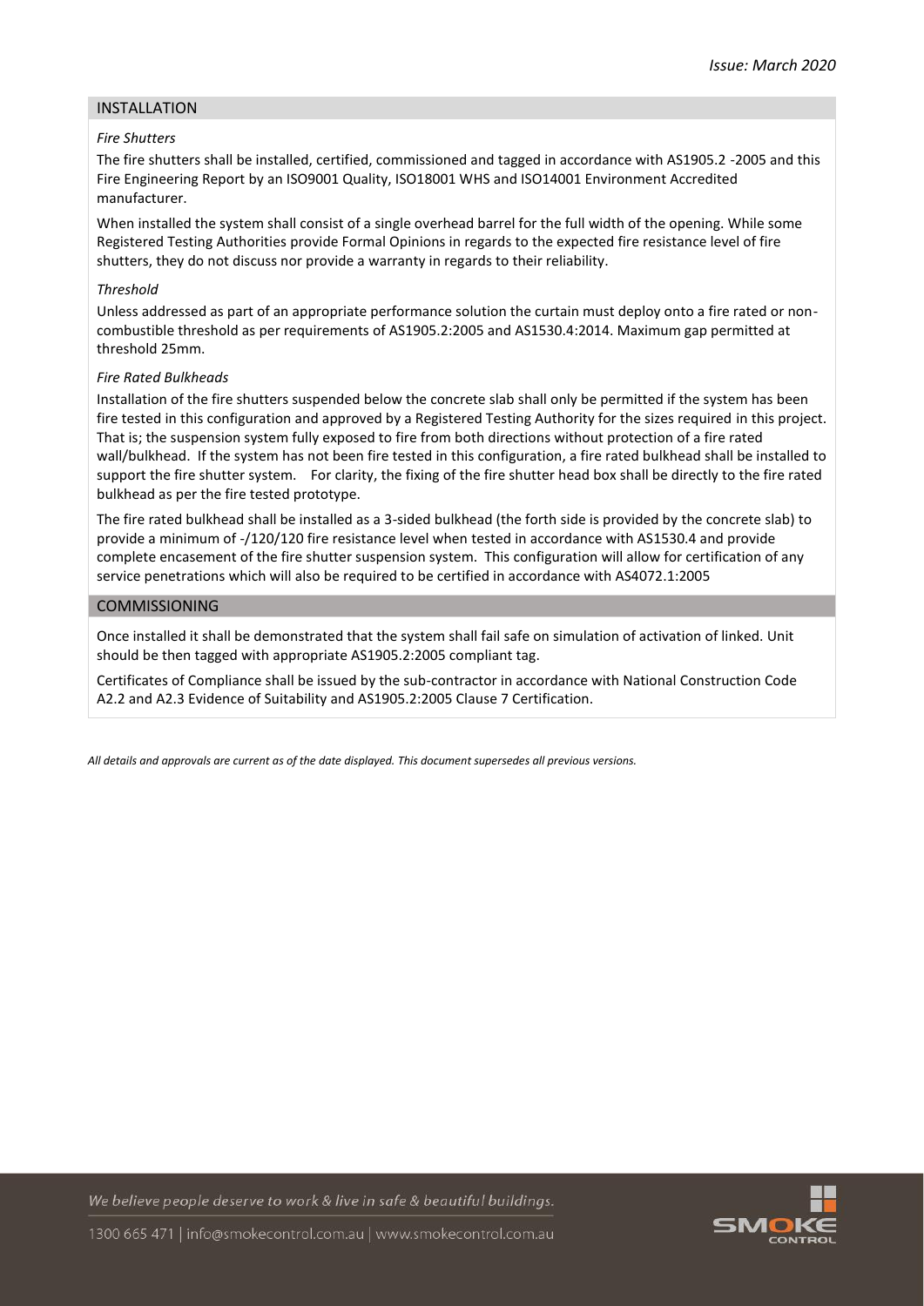*Issue: March 2020*

## INSTALLATION

*Fire Shutters*

The fire shutters shall be installed, certified, commissioned and tagged in accordance with AS1905.2 -2005 and this Fire Engineering Report by an ISO9001 Quality, ISO18001 WHS and ISO14001 Environment Accredited manufacturer.

When installed the system shall consist of a single overhead barrel for the full width of the opening. While some Registered Testing Authorities provide Formal Opinions in regards to the expected fire resistance level of fire shutters, they do not discuss nor provide a warranty in regards to their reliability.

*Threshold*

Unless addressed as part of an appropriate performance solution the curtain must deploy onto a fire rated or non-combustible threshold as per requirements of AS1905.2:2005 and AS1530.4:2014. Maximum gap permitted at threshold 25mm.

*Fire Rated Bulkheads*

Installation of the fire shutters suspended below the concrete slab shall only be permitted if the system has been fire tested in this configuration and approved by a Registered Testing Authority for the sizes required in this project. That is; the suspension system fully exposed to fire from both directions without protection of a fire rated wall/bulkhead. If the system has not been fire tested in this configuration, a fire rated bulkhead shall be installed to support the fire shutter system. For clarity, the fixing of the fire shutter head box shall be directly to the fire rated bulkhead as per the fire tested prototype.

The fire rated bulkhead shall be installed as a 3-sided bulkhead (the forth side is provided by the concrete slab) to provide a minimum of -/120/120 fire resistance level when tested in accordance with AS1530.4 and provide complete encasement of the fire shutter suspension system. This configuration will allow for certification of any service penetrations which will also be required to be certified in accordance with AS4072.1:2005

## COMMISSIONING

Once installed it shall be demonstrated that the system shall fail safe on simulation of activation of linked. Unit should be then tagged with appropriate AS1905.2:2005 compliant tag.

Certificates of Compliance shall be issued by the sub-contractor in accordance with National Construction Code A2.2 and A2.3 Evidence of Suitability and AS1905.2:2005 Clause 7 Certification.

*All details and approvals are current as of the date displayed. This document supersedes all previous versions.*

*We believe people deserve to work & live in safe & beautiful buildings.*

1300 665 471 | info@smokecontrol.com.au | www.smokecontrol.com.au